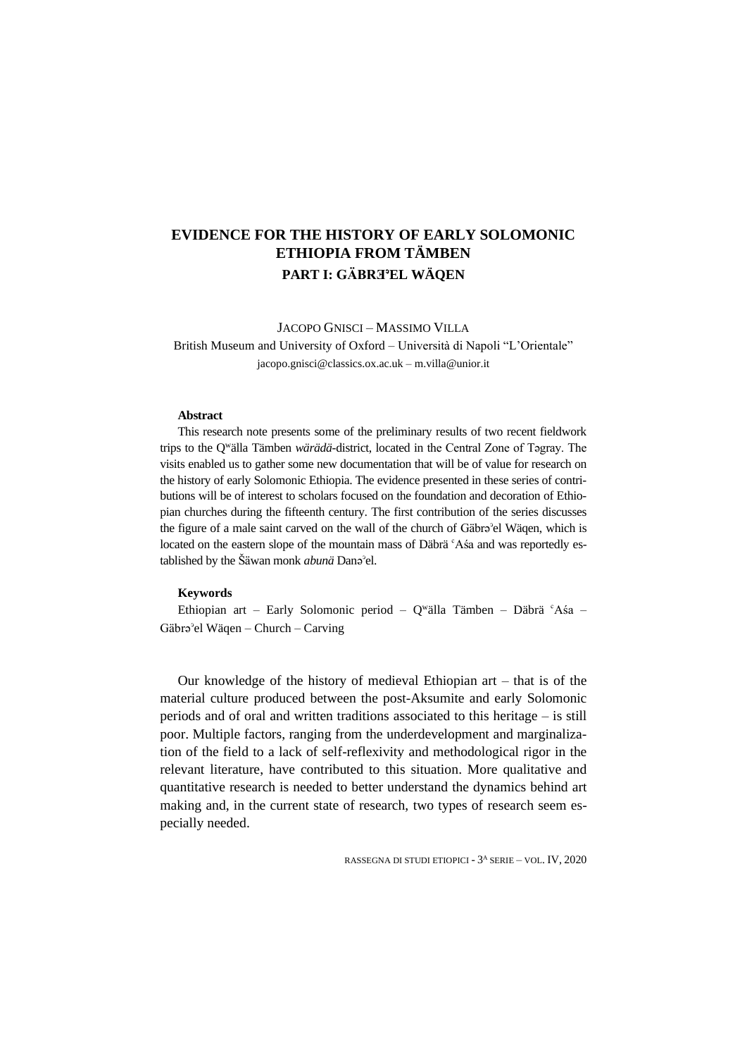# EVIDENCE FOR THE HISTORY OF EARLY SOLOMONIC ETHIOPIA FROM TÄMBEN

## PART I: GÄBRƎʾEL WÄQEN

JACOPO GNISCI – MASSIMO VILLA

British Museum and University of Oxford – Università di Napoli "L'Orientale"

jacopo.gnisci@classics.ox.ac.uk – m.villa@unior.it

**Abstract**

This research note presents some of the preliminary results of two recent fieldwork trips to the Qʷälla Tämben *wärädä*-district, located in the Central Zone of Təgray. The visits enabled us to gather some new documentation that will be of value for research on the history of early Solomonic Ethiopia. The evidence presented in these series of contributions will be of interest to scholars focused on the foundation and decoration of Ethiopian churches during the fifteenth century. The first contribution of the series discusses the figure of a male saint carved on the wall of the church of Gäbrəʾel Wäqen, which is located on the eastern slope of the mountain mass of Däbrä ʿAśa and was reportedly established by the Šäwan monk *abunä* Danəʾel.

**Keywords**

Ethiopian art – Early Solomonic period – Qʷälla Tämben – Däbrä ʿAśa – Gäbrəʾel Wäqen – Church – Carving

Our knowledge of the history of medieval Ethiopian art – that is of the material culture produced between the post-Aksumite and early Solomonic periods and of oral and written traditions associated to this heritage – is still poor. Multiple factors, ranging from the underdevelopment and marginalization of the field to a lack of self-reflexivity and methodological rigor in the relevant literature, have contributed to this situation. More qualitative and quantitative research is needed to better understand the dynamics behind art making and, in the current state of research, two types of research seem especially needed.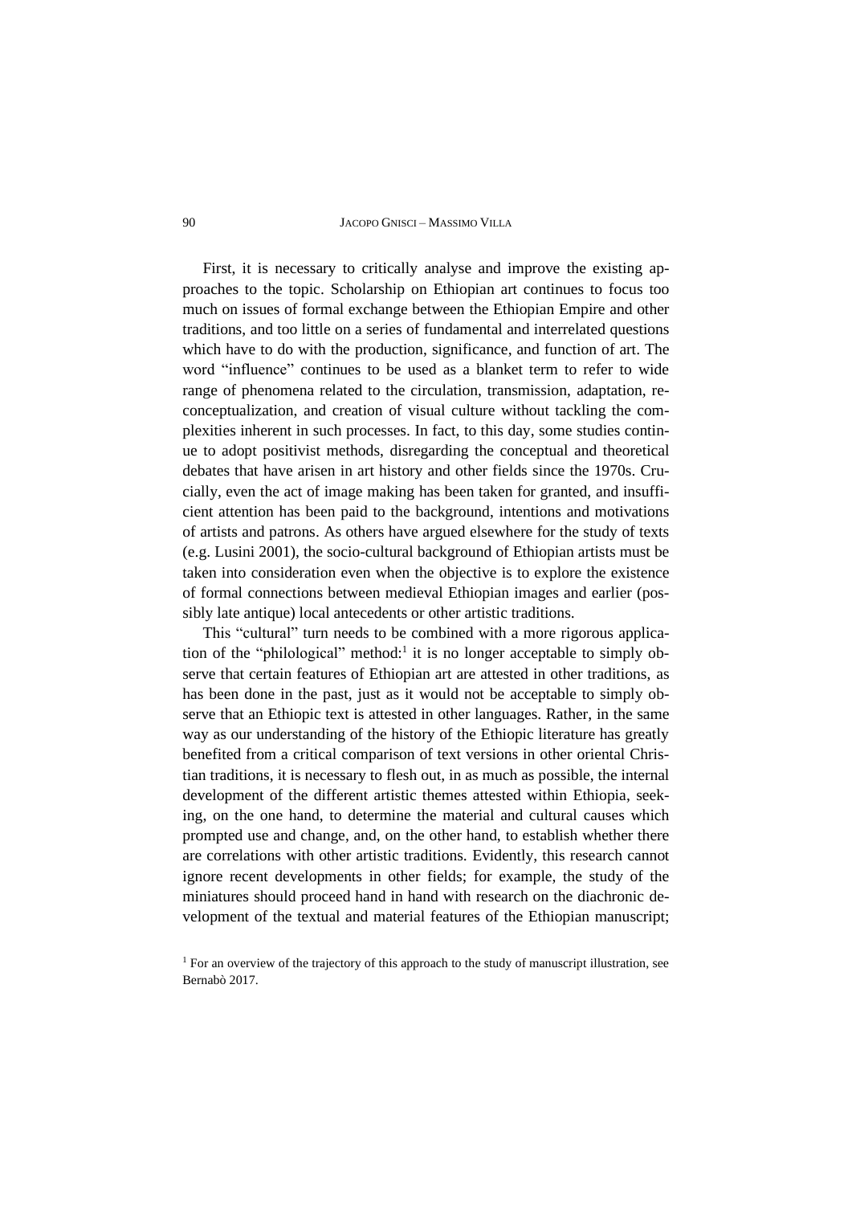First, it is necessary to critically analyse and improve the existing approaches to the topic. Scholarship on Ethiopian art continues to focus too much on issues of formal exchange between the Ethiopian Empire and other traditions, and too little on a series of fundamental and interrelated questions which have to do with the production, significance, and function of art. The word "influence" continues to be used as a blanket term to refer to wide range of phenomena related to the circulation, transmission, adaptation, reconceptualization, and creation of visual culture without tackling the complexities inherent in such processes. In fact, to this day, some studies continue to adopt positivist methods, disregarding the conceptual and theoretical debates that have arisen in art history and other fields since the 1970s. Crucially, even the act of image making has been taken for granted, and insufficient attention has been paid to the background, intentions and motivations of artists and patrons. As others have argued elsewhere for the study of texts (e.g. Lusini 2001), the socio-cultural background of Ethiopian artists must be taken into consideration even when the objective is to explore the existence of formal connections between medieval Ethiopian images and earlier (possibly late antique) local antecedents or other artistic traditions.

This "cultural" turn needs to be combined with a more rigorous application of the "philological" method:[1] it is no longer acceptable to simply observe that certain features of Ethiopian art are attested in other traditions, as has been done in the past, just as it would not be acceptable to simply observe that an Ethiopic text is attested in other languages. Rather, in the same way as our understanding of the history of the Ethiopic literature has greatly benefited from a critical comparison of text versions in other oriental Christian traditions, it is necessary to flesh out, in as much as possible, the internal development of the different artistic themes attested within Ethiopia, seeking, on the one hand, to determine the material and cultural causes which prompted use and change, and, on the other hand, to establish whether there are correlations with other artistic traditions. Evidently, this research cannot ignore recent developments in other fields; for example, the study of the miniatures should proceed hand in hand with research on the diachronic development of the textual and material features of the Ethiopian manuscript;

[1] For an overview of the trajectory of this approach to the study of manuscript illustration, see Bernabò 2017.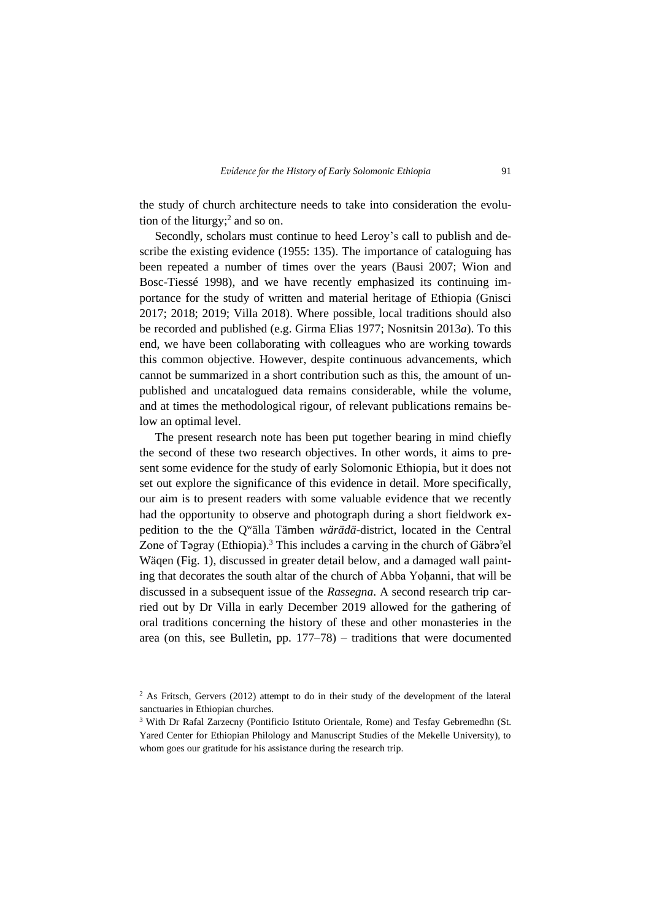the study of church architecture needs to take into consideration the evolution of the liturgy;[2] and so on.

Secondly, scholars must continue to heed Leroy's call to publish and describe the existing evidence (1955: 135). The importance of cataloguing has been repeated a number of times over the years (Bausi 2007; Wion and Bosc-Tiessé 1998), and we have recently emphasized its continuing importance for the study of written and material heritage of Ethiopia (Gnisci 2017; 2018; 2019; Villa 2018). Where possible, local traditions should also be recorded and published (e.g. Girma Elias 1977; Nosnitsin 2013*a*). To this end, we have been collaborating with colleagues who are working towards this common objective. However, despite continuous advancements, which cannot be summarized in a short contribution such as this, the amount of unpublished and uncatalogued data remains considerable, while the volume, and at times the methodological rigour, of relevant publications remains below an optimal level.

The present research note has been put together bearing in mind chiefly the second of these two research objectives. In other words, it aims to present some evidence for the study of early Solomonic Ethiopia, but it does not set out explore the significance of this evidence in detail. More specifically, our aim is to present readers with some valuable evidence that we recently had the opportunity to observe and photograph during a short fieldwork expedition to the the Qʷälla Tämben *wärädä*-district, located in the Central Zone of Təgray (Ethiopia).[3] This includes a carving in the church of Gäbrəʾel Wäqen (Fig. 1), discussed in greater detail below, and a damaged wall painting that decorates the south altar of the church of Abba Yoḥanni, that will be discussed in a subsequent issue of the *Rassegna*. A second research trip carried out by Dr Villa in early December 2019 allowed for the gathering of oral traditions concerning the history of these and other monasteries in the area (on this, see Bulletin, pp. 177–78) – traditions that were documented

---

[2] As Fritsch, Gervers (2012) attempt to do in their study of the development of the lateral sanctuaries in Ethiopian churches.

[3] With Dr Rafal Zarzecny (Pontificio Istituto Orientale, Rome) and Tesfay Gebremedhn (St. Yared Center for Ethiopian Philology and Manuscript Studies of the Mekelle University), to whom goes our gratitude for his assistance during the research trip.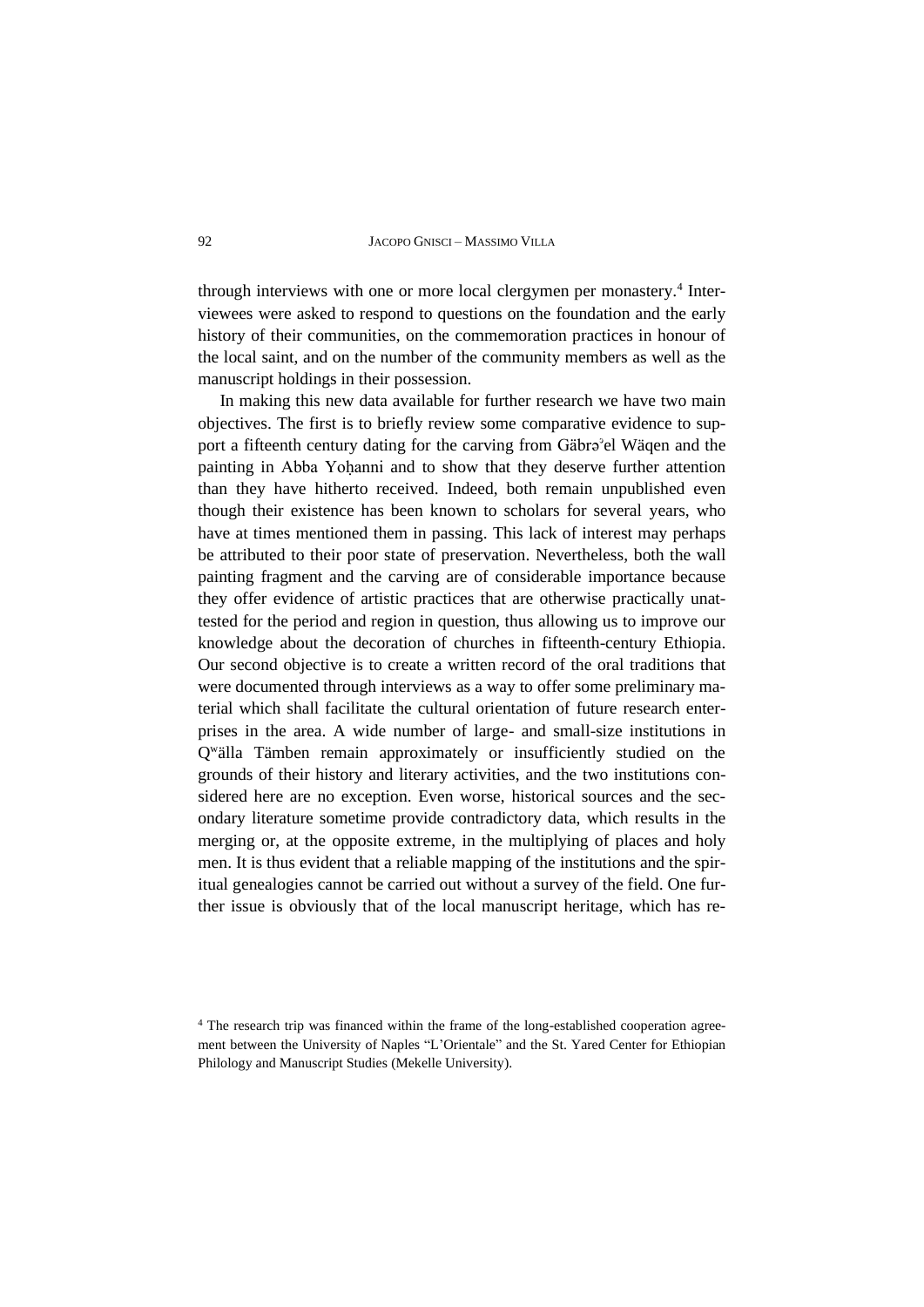through interviews with one or more local clergymen per monastery.[4] Interviewees were asked to respond to questions on the foundation and the early history of their communities, on the commemoration practices in honour of the local saint, and on the number of the community members as well as the manuscript holdings in their possession.

In making this new data available for further research we have two main objectives. The first is to briefly review some comparative evidence to support a fifteenth century dating for the carving from Gäbrəʾel Wäqen and the painting in Abba Yoḥanni and to show that they deserve further attention than they have hitherto received. Indeed, both remain unpublished even though their existence has been known to scholars for several years, who have at times mentioned them in passing. This lack of interest may perhaps be attributed to their poor state of preservation. Nevertheless, both the wall painting fragment and the carving are of considerable importance because they offer evidence of artistic practices that are otherwise practically unattested for the period and region in question, thus allowing us to improve our knowledge about the decoration of churches in fifteenth-century Ethiopia. Our second objective is to create a written record of the oral traditions that were documented through interviews as a way to offer some preliminary material which shall facilitate the cultural orientation of future research enterprises in the area. A wide number of large- and small-size institutions in Qʷälla Tämben remain approximately or insufficiently studied on the grounds of their history and literary activities, and the two institutions considered here are no exception. Even worse, historical sources and the secondary literature sometime provide contradictory data, which results in the merging or, at the opposite extreme, in the multiplying of places and holy men. It is thus evident that a reliable mapping of the institutions and the spiritual genealogies cannot be carried out without a survey of the field. One further issue is obviously that of the local manuscript heritage, which has re-

[4] The research trip was financed within the frame of the long-established cooperation agreement between the University of Naples "L'Orientale" and the St. Yared Center for Ethiopian Philology and Manuscript Studies (Mekelle University).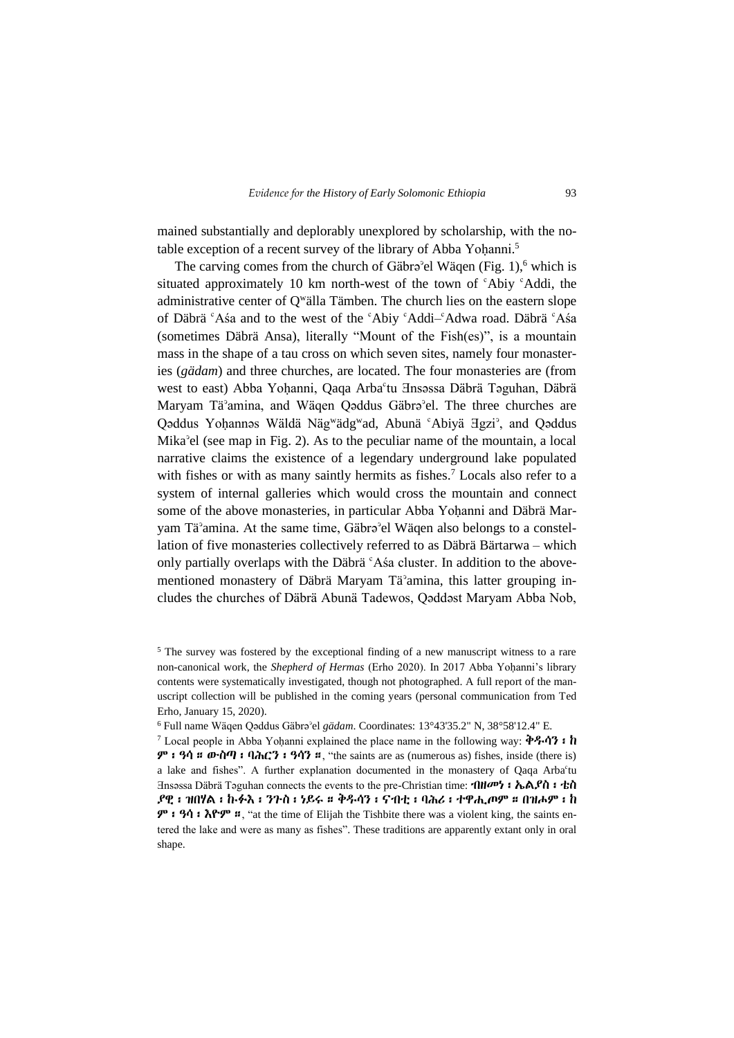mained substantially and deplorably unexplored by scholarship, with the notable exception of a recent survey of the library of Abba Yoḥanni.[5]

The carving comes from the church of Gäbrəʾel Wäqen (Fig. 1),[6] which is situated approximately 10 km north-west of the town of ʿAbiy ʿAddi, the administrative center of Qʷälla Tämben. The church lies on the eastern slope of Däbrä ʿAśa and to the west of the ʿAbiy ʿAddi–ʿAdwa road. Däbrä ʿAśa (sometimes Däbrä Ansa), literally "Mount of the Fish(es)", is a mountain mass in the shape of a tau cross on which seven sites, namely four monasteries (*gädam*) and three churches, are located. The four monasteries are (from west to east) Abba Yoḥanni, Qaqa Arbaʿtu Ǝnsəssa Däbrä Təguhan, Däbrä Maryam Täʾamina, and Wäqen Qəddus Gäbrəʾel. The three churches are Qəddus Yoḥannəs Wäldä Nägʷädgʷad, Abunä ʿAbiyä Ǝgziʾ, and Qəddus Mikaʾel (see map in Fig. 2). As to the peculiar name of the mountain, a local narrative claims the existence of a legendary underground lake populated with fishes or with as many saintly hermits as fishes.[7] Locals also refer to a system of internal galleries which would cross the mountain and connect some of the above monasteries, in particular Abba Yoḥanni and Däbrä Maryam Täʾamina. At the same time, Gäbrəʾel Wäqen also belongs to a constellation of five monasteries collectively referred to as Däbrä Bärtarwa – which only partially overlaps with the Däbrä ʿAśa cluster. In addition to the above-mentioned monastery of Däbrä Maryam Täʾamina, this latter grouping includes the churches of Däbrä Abunä Tadewos, Qəddəst Maryam Abba Nob,

---

[5] The survey was fostered by the exceptional finding of a new manuscript witness to a rare non-canonical work, the *Shepherd of Hermas* (Erho 2020). In 2017 Abba Yoḥanni's library contents were systematically investigated, though not photographed. A full report of the manuscript collection will be published in the coming years (personal communication from Ted Erho, January 15, 2020).

[6] Full name Wäqen Qəddus Gäbrəʾel *gädam*. Coordinates: 13°43'35.2" N, 38°58'12.4" E.

[7] Local people in Abba Yoḥanni explained the place name in the following way: **ቅዱሳን ፡ ከ ም ፡ ዓሳ ። ውስጣ ፡ ባሕርን ፡ ዓሳን ።**, "the saints are as (numerous as) fishes, inside (there is) a lake and fishes". A further explanation documented in the monastery of Qaqa Arbaʿtu Ǝnsəssa Däbrä Təguhan connects the events to the pre-Christian time: **ብዘመን ፡ ኤልያስ ፡ ቴስ ያዊ ፡ ዝበሃል ፡ ኩፉእ ፡ ንጉስ ፡ ነይሩ ። ቅዱሳን ፡ ናብቲ ፡ ባሕሪ ፡ ተዋሒጦም ። በዝሑም ፡ ከ ም ፡ ዓሳ ፡ እዮም ።**, "at the time of Elijah the Tishbite there was a violent king, the saints entered the lake and were as many as fishes". These traditions are apparently extant only in oral shape.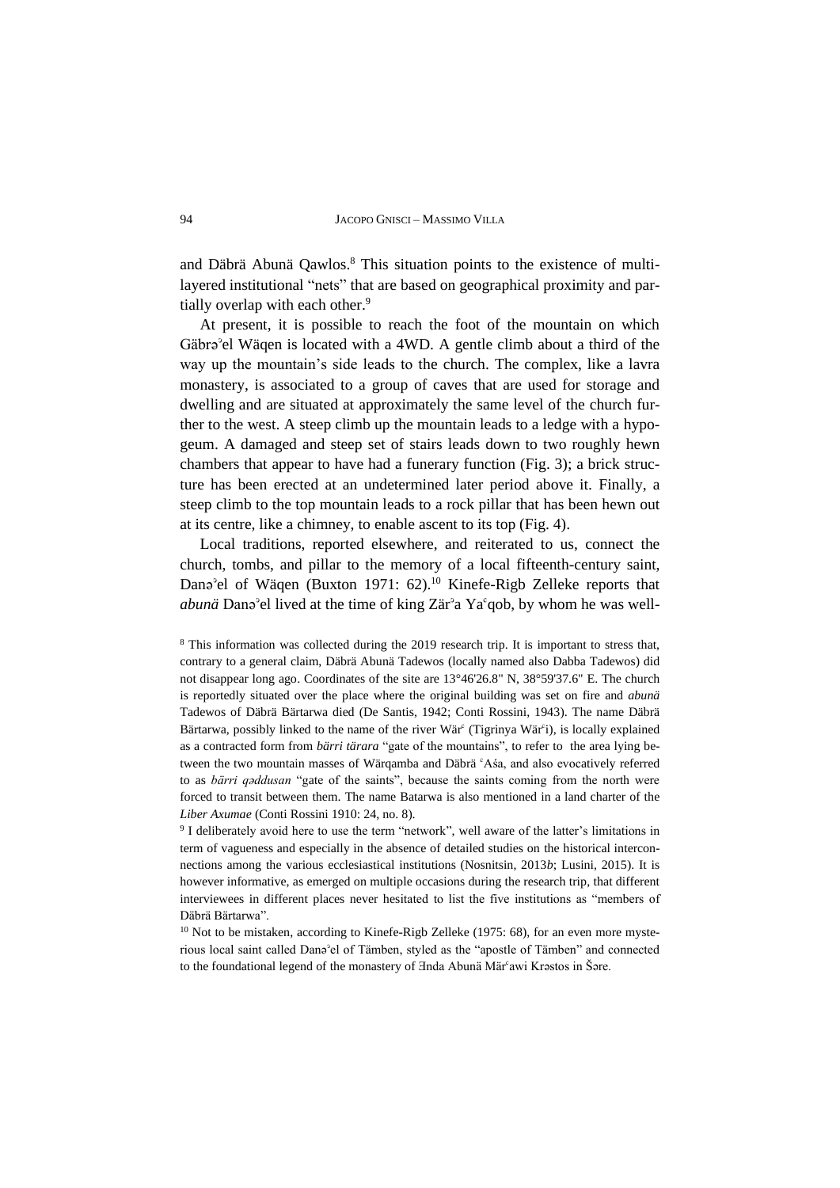and Däbrä Abunä Qawlos.[8] This situation points to the existence of multi-layered institutional "nets" that are based on geographical proximity and partially overlap with each other.[9]

At present, it is possible to reach the foot of the mountain on which Gäbrəʾel Wäqen is located with a 4WD. A gentle climb about a third of the way up the mountain's side leads to the church. The complex, like a lavra monastery, is associated to a group of caves that are used for storage and dwelling and are situated at approximately the same level of the church further to the west. A steep climb up the mountain leads to a ledge with a hypogeum. A damaged and steep set of stairs leads down to two roughly hewn chambers that appear to have had a funerary function (Fig. 3); a brick structure has been erected at an undetermined later period above it. Finally, a steep climb to the top mountain leads to a rock pillar that has been hewn out at its centre, like a chimney, to enable ascent to its top (Fig. 4).

Local traditions, reported elsewhere, and reiterated to us, connect the church, tombs, and pillar to the memory of a local fifteenth-century saint, Danəʾel of Wäqen (Buxton 1971: 62).[10] Kinefe-Rigb Zelleke reports that *abunä* Danəʾel lived at the time of king Zärʾa Yaʿqob, by whom he was well-

[8] This information was collected during the 2019 research trip. It is important to stress that, contrary to a general claim, Däbrä Abunä Tadewos (locally named also Dabba Tadewos) did not disappear long ago. Coordinates of the site are 13°46'26.8" N, 38°59'37.6" E. The church is reportedly situated over the place where the original building was set on fire and *abunä* Tadewos of Däbrä Bärtarwa died (De Santis, 1942; Conti Rossini, 1943). The name Däbrä Bärtarwa, possibly linked to the name of the river Wärʿ (Tigrinya Wärʿi), is locally explained as a contracted form from *bärri tärara* "gate of the mountains", to refer to the area lying between the two mountain masses of Wärqamba and Däbrä ʿAśa, and also evocatively referred to as *bärri qəddusan* "gate of the saints", because the saints coming from the north were forced to transit between them. The name Batarwa is also mentioned in a land charter of the *Liber Axumae* (Conti Rossini 1910: 24, no. 8).

[9] I deliberately avoid here to use the term "network", well aware of the latter's limitations in term of vagueness and especially in the absence of detailed studies on the historical interconnections among the various ecclesiastical institutions (Nosnitsin, 2013*b*; Lusini, 2015). It is however informative, as emerged on multiple occasions during the research trip, that different interviewees in different places never hesitated to list the five institutions as "members of Däbrä Bärtarwa".

[10] Not to be mistaken, according to Kinefe-Rigb Zelleke (1975: 68), for an even more mysterious local saint called Danəʾel of Tämben, styled as the "apostle of Tämben" and connected to the foundational legend of the monastery of Ǝnda Abunä Märʿawi Krəstos in Šəre.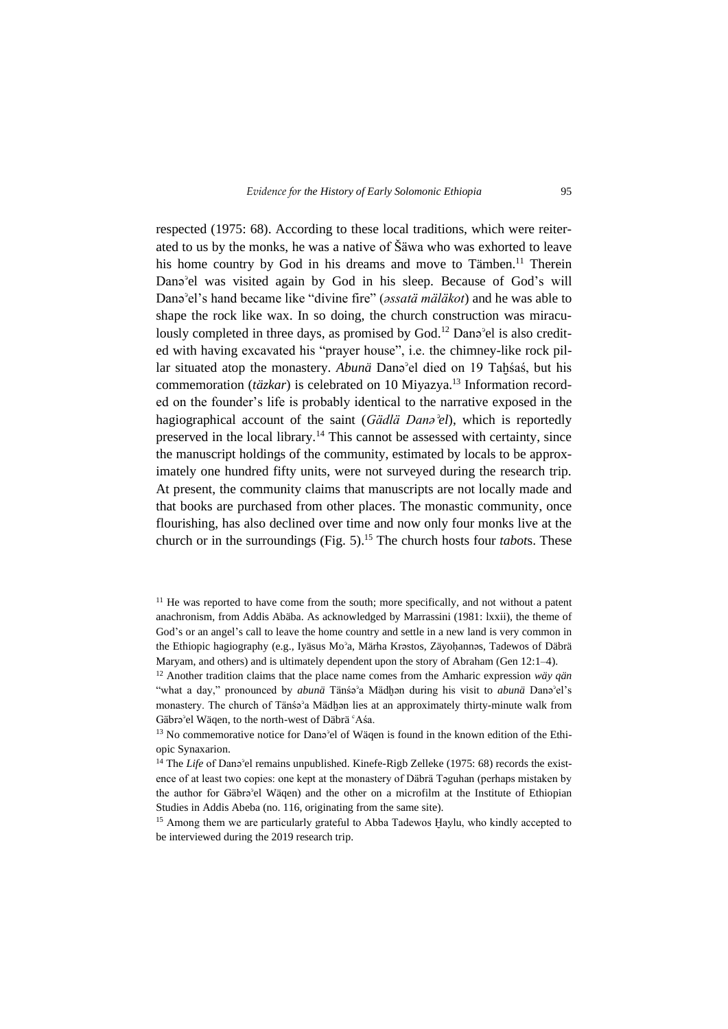respected (1975: 68). According to these local traditions, which were reiterated to us by the monks, he was a native of Šäwa who was exhorted to leave his home country by God in his dreams and move to Tämben.[11] Therein Danəʾel was visited again by God in his sleep. Because of God's will Danəʾel's hand became like "divine fire" (*əssatä mäläkot*) and he was able to shape the rock like wax. In so doing, the church construction was miraculously completed in three days, as promised by God.[12] Danəʾel is also credited with having excavated his "prayer house", i.e. the chimney-like rock pillar situated atop the monastery. *Abunä* Danəʾel died on 19 Taḫśaś, but his commemoration (*täzkar*) is celebrated on 10 Miyazya.[13] Information recorded on the founder's life is probably identical to the narrative exposed in the hagiographical account of the saint (*Gädlä Danəʾel*), which is reportedly preserved in the local library.[14] This cannot be assessed with certainty, since the manuscript holdings of the community, estimated by locals to be approximately one hundred fifty units, were not surveyed during the research trip. At present, the community claims that manuscripts are not locally made and that books are purchased from other places. The monastic community, once flourishing, has also declined over time and now only four monks live at the church or in the surroundings (Fig. 5).[15] The church hosts four *tabot*s. These

[11] He was reported to have come from the south; more specifically, and not without a patent anachronism, from Addis Abäba. As acknowledged by Marrassini (1981: lxxii), the theme of God's or an angel's call to leave the home country and settle in a new land is very common in the Ethiopic hagiography (e.g., Iyäsus Moʾa, Märḥa Krəstos, Zäyoḥannəs, Tadewos of Däbrä Maryam, and others) and is ultimately dependent upon the story of Abraham (Gen 12:1–4).

[12] Another tradition claims that the place name comes from the Amharic expression *wäy qän* "what a day," pronounced by *abunä* Tänśəʾa Mädḫən during his visit to *abunä* Danəʾel's monastery. The church of Tänśəʾa Mädḫən lies at an approximately thirty-minute walk from Gäbrəʾel Wäqen, to the north-west of Däbrä ʿAśa.

[13] No commemorative notice for Danəʾel of Wäqen is found in the known edition of the Ethiopic Synaxarion.

[14] The *Life* of Danəʾel remains unpublished. Kinefe-Rigb Zelleke (1975: 68) records the existence of at least two copies: one kept at the monastery of Däbrä Təguhan (perhaps mistaken by the author for Gäbrəʾel Wäqen) and the other on a microfilm at the Institute of Ethiopian Studies in Addis Abeba (no. 116, originating from the same site).

[15] Among them we are particularly grateful to Abba Tadewos Ḫaylu, who kindly accepted to be interviewed during the 2019 research trip.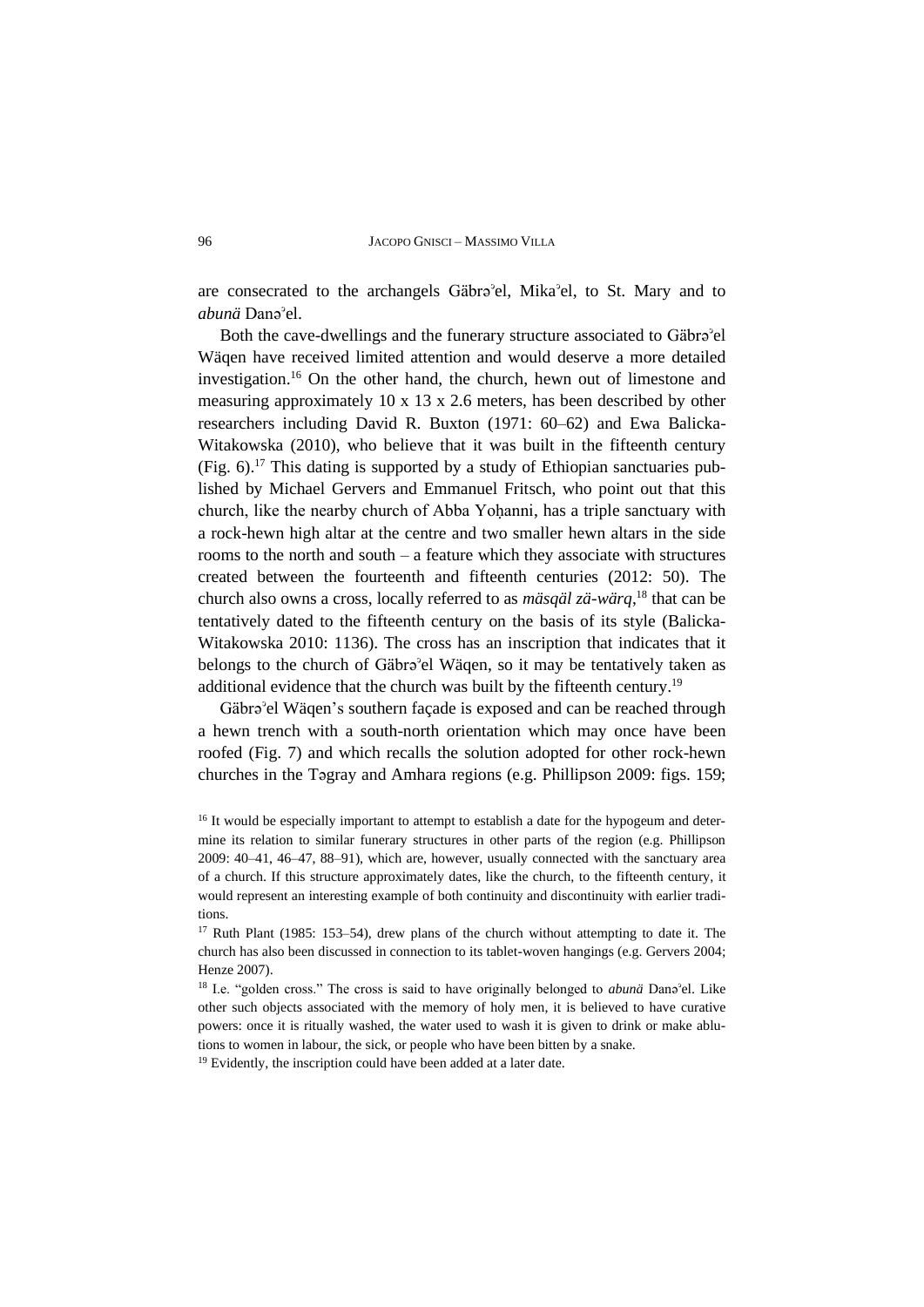are consecrated to the archangels Gäbrəʾel, Mikaʾel, to St. Mary and to *abunä* Danəʾel.

Both the cave-dwellings and the funerary structure associated to Gäbrəʾel Wäqen have received limited attention and would deserve a more detailed investigation.[16] On the other hand, the church, hewn out of limestone and measuring approximately 10 x 13 x 2.6 meters, has been described by other researchers including David R. Buxton (1971: 60–62) and Ewa Balicka-Witakowska (2010), who believe that it was built in the fifteenth century (Fig. 6).[17] This dating is supported by a study of Ethiopian sanctuaries published by Michael Gervers and Emmanuel Fritsch, who point out that this church, like the nearby church of Abba Yoḥanni, has a triple sanctuary with a rock-hewn high altar at the centre and two smaller hewn altars in the side rooms to the north and south – a feature which they associate with structures created between the fourteenth and fifteenth centuries (2012: 50). The church also owns a cross, locally referred to as *mäsqäl zä-wärq*,[18] that can be tentatively dated to the fifteenth century on the basis of its style (Balicka-Witakowska 2010: 1136). The cross has an inscription that indicates that it belongs to the church of Gäbrəʾel Wäqen, so it may be tentatively taken as additional evidence that the church was built by the fifteenth century.[19]

Gäbrəʾel Wäqen's southern façade is exposed and can be reached through a hewn trench with a south-north orientation which may once have been roofed (Fig. 7) and which recalls the solution adopted for other rock-hewn churches in the Təgray and Amhara regions (e.g. Phillipson 2009: figs. 159;

[16] It would be especially important to attempt to establish a date for the hypogeum and determine its relation to similar funerary structures in other parts of the region (e.g. Phillipson 2009: 40–41, 46–47, 88–91), which are, however, usually connected with the sanctuary area of a church. If this structure approximately dates, like the church, to the fifteenth century, it would represent an interesting example of both continuity and discontinuity with earlier traditions.

[17] Ruth Plant (1985: 153–54), drew plans of the church without attempting to date it. The church has also been discussed in connection to its tablet-woven hangings (e.g. Gervers 2004; Henze 2007).

[18] I.e. "golden cross." The cross is said to have originally belonged to *abunä* Danəʾel. Like other such objects associated with the memory of holy men, it is believed to have curative powers: once it is ritually washed, the water used to wash it is given to drink or make ablutions to women in labour, the sick, or people who have been bitten by a snake.

[19] Evidently, the inscription could have been added at a later date.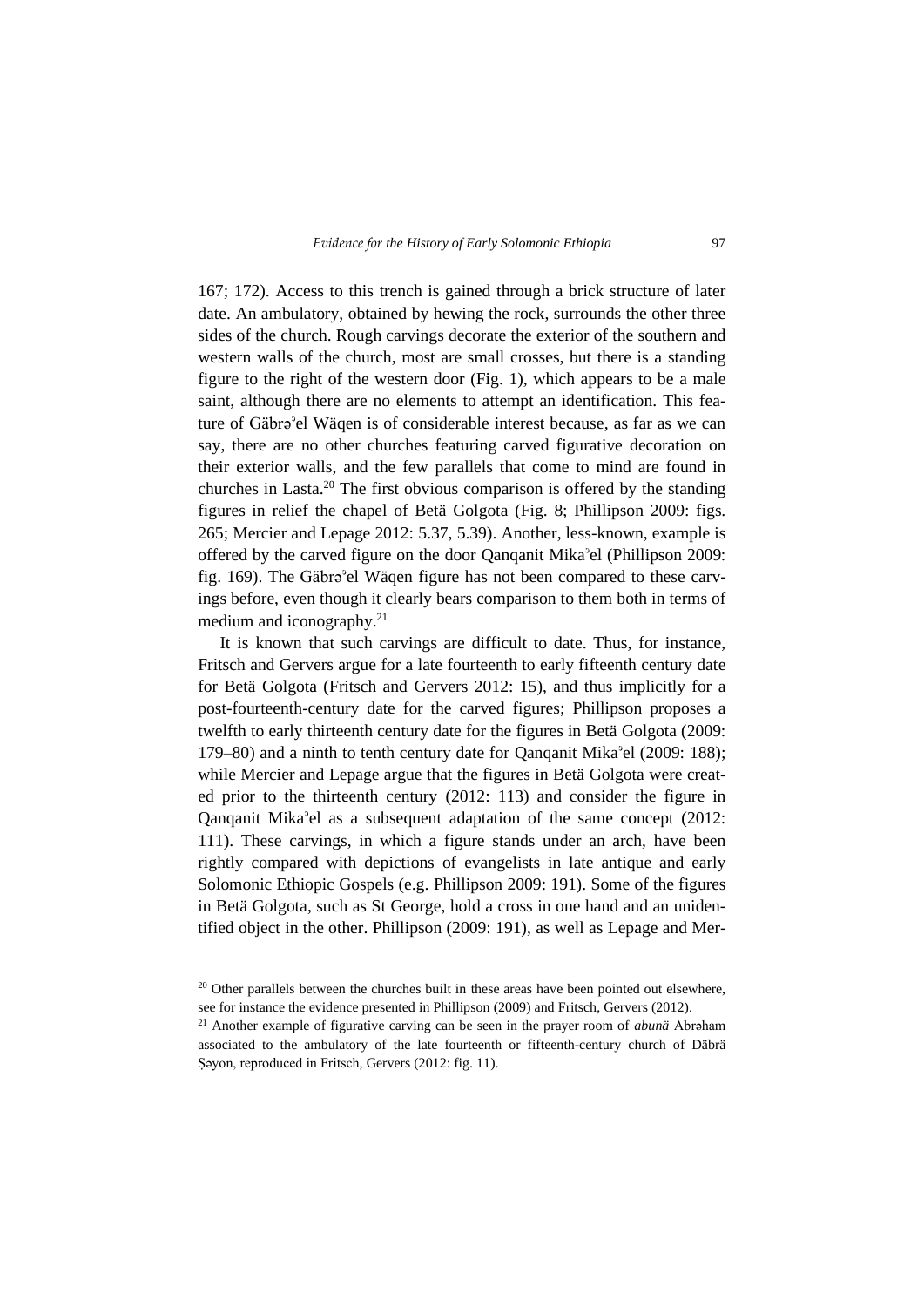167; 172). Access to this trench is gained through a brick structure of later date. An ambulatory, obtained by hewing the rock, surrounds the other three sides of the church. Rough carvings decorate the exterior of the southern and western walls of the church, most are small crosses, but there is a standing figure to the right of the western door (Fig. 1), which appears to be a male saint, although there are no elements to attempt an identification. This feature of Gäbrəʾel Wäqen is of considerable interest because, as far as we can say, there are no other churches featuring carved figurative decoration on their exterior walls, and the few parallels that come to mind are found in churches in Lasta.[20] The first obvious comparison is offered by the standing figures in relief the chapel of Betä Golgota (Fig. 8; Phillipson 2009: figs. 265; Mercier and Lepage 2012: 5.37, 5.39). Another, less-known, example is offered by the carved figure on the door Qanqanit Mikaʾel (Phillipson 2009: fig. 169). The Gäbrəʾel Wäqen figure has not been compared to these carvings before, even though it clearly bears comparison to them both in terms of medium and iconography.[21]

It is known that such carvings are difficult to date. Thus, for instance, Fritsch and Gervers argue for a late fourteenth to early fifteenth century date for Betä Golgota (Fritsch and Gervers 2012: 15), and thus implicitly for a post-fourteenth-century date for the carved figures; Phillipson proposes a twelfth to early thirteenth century date for the figures in Betä Golgota (2009: 179–80) and a ninth to tenth century date for Qanqanit Mikaʾel (2009: 188); while Mercier and Lepage argue that the figures in Betä Golgota were created prior to the thirteenth century (2012: 113) and consider the figure in Qanqanit Mikaʾel as a subsequent adaptation of the same concept (2012: 111). These carvings, in which a figure stands under an arch, have been rightly compared with depictions of evangelists in late antique and early Solomonic Ethiopic Gospels (e.g. Phillipson 2009: 191). Some of the figures in Betä Golgota, such as St George, hold a cross in one hand and an unidentified object in the other. Phillipson (2009: 191), as well as Lepage and Mer-

[20] Other parallels between the churches built in these areas have been pointed out elsewhere, see for instance the evidence presented in Phillipson (2009) and Fritsch, Gervers (2012).

[21] Another example of figurative carving can be seen in the prayer room of *abunä* Abrəham associated to the ambulatory of the late fourteenth or fifteenth-century church of Däbrä Ṣəyon, reproduced in Fritsch, Gervers (2012: fig. 11).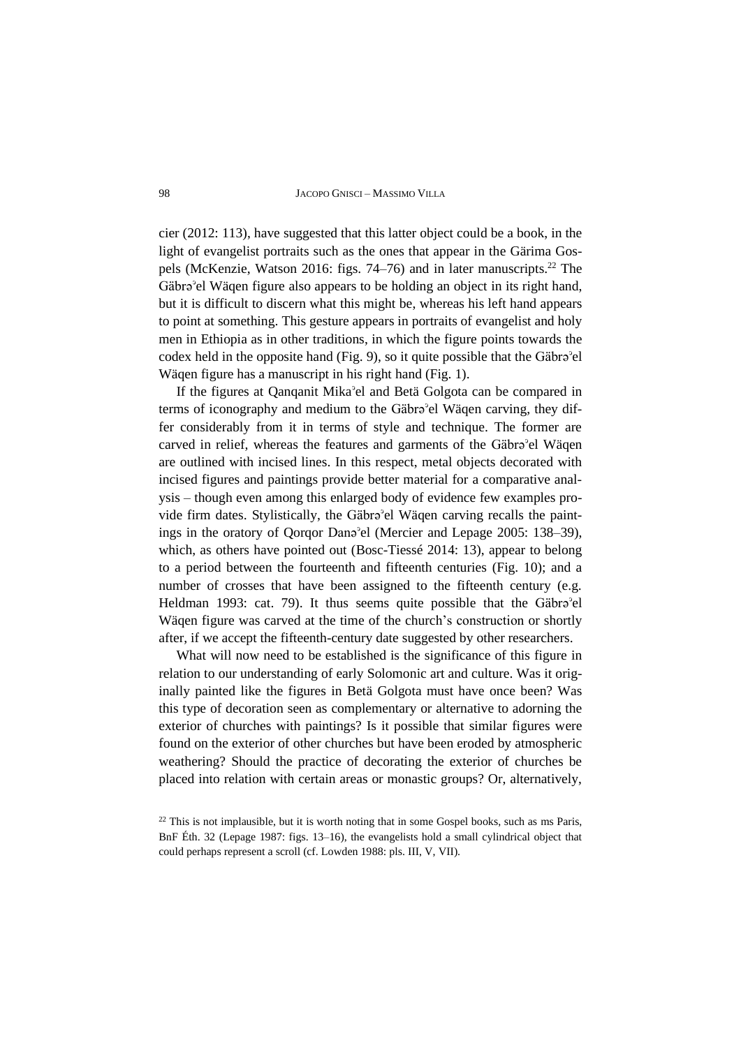cier (2012: 113), have suggested that this latter object could be a book, in the light of evangelist portraits such as the ones that appear in the Gärima Gospels (McKenzie, Watson 2016: figs. 74–76) and in later manuscripts.[22] The Gäbrəʾel Wäqen figure also appears to be holding an object in its right hand, but it is difficult to discern what this might be, whereas his left hand appears to point at something. This gesture appears in portraits of evangelist and holy men in Ethiopia as in other traditions, in which the figure points towards the codex held in the opposite hand (Fig. 9), so it quite possible that the Gäbrəʾel Wäqen figure has a manuscript in his right hand (Fig. 1).

If the figures at Qanqanit Mikaʾel and Betä Golgota can be compared in terms of iconography and medium to the Gäbrəʾel Wäqen carving, they differ considerably from it in terms of style and technique. The former are carved in relief, whereas the features and garments of the Gäbrəʾel Wäqen are outlined with incised lines. In this respect, metal objects decorated with incised figures and paintings provide better material for a comparative analysis – though even among this enlarged body of evidence few examples provide firm dates. Stylistically, the Gäbrəʾel Wäqen carving recalls the paintings in the oratory of Qorqor Danəʾel (Mercier and Lepage 2005: 138–39), which, as others have pointed out (Bosc-Tiessé 2014: 13), appear to belong to a period between the fourteenth and fifteenth centuries (Fig. 10); and a number of crosses that have been assigned to the fifteenth century (e.g. Heldman 1993: cat. 79). It thus seems quite possible that the Gäbrəʾel Wäqen figure was carved at the time of the church's construction or shortly after, if we accept the fifteenth-century date suggested by other researchers.

What will now need to be established is the significance of this figure in relation to our understanding of early Solomonic art and culture. Was it originally painted like the figures in Betä Golgota must have once been? Was this type of decoration seen as complementary or alternative to adorning the exterior of churches with paintings? Is it possible that similar figures were found on the exterior of other churches but have been eroded by atmospheric weathering? Should the practice of decorating the exterior of churches be placed into relation with certain areas or monastic groups? Or, alternatively,

[22] This is not implausible, but it is worth noting that in some Gospel books, such as ms Paris, BnF Éth. 32 (Lepage 1987: figs. 13–16), the evangelists hold a small cylindrical object that could perhaps represent a scroll (cf. Lowden 1988: pls. III, V, VII).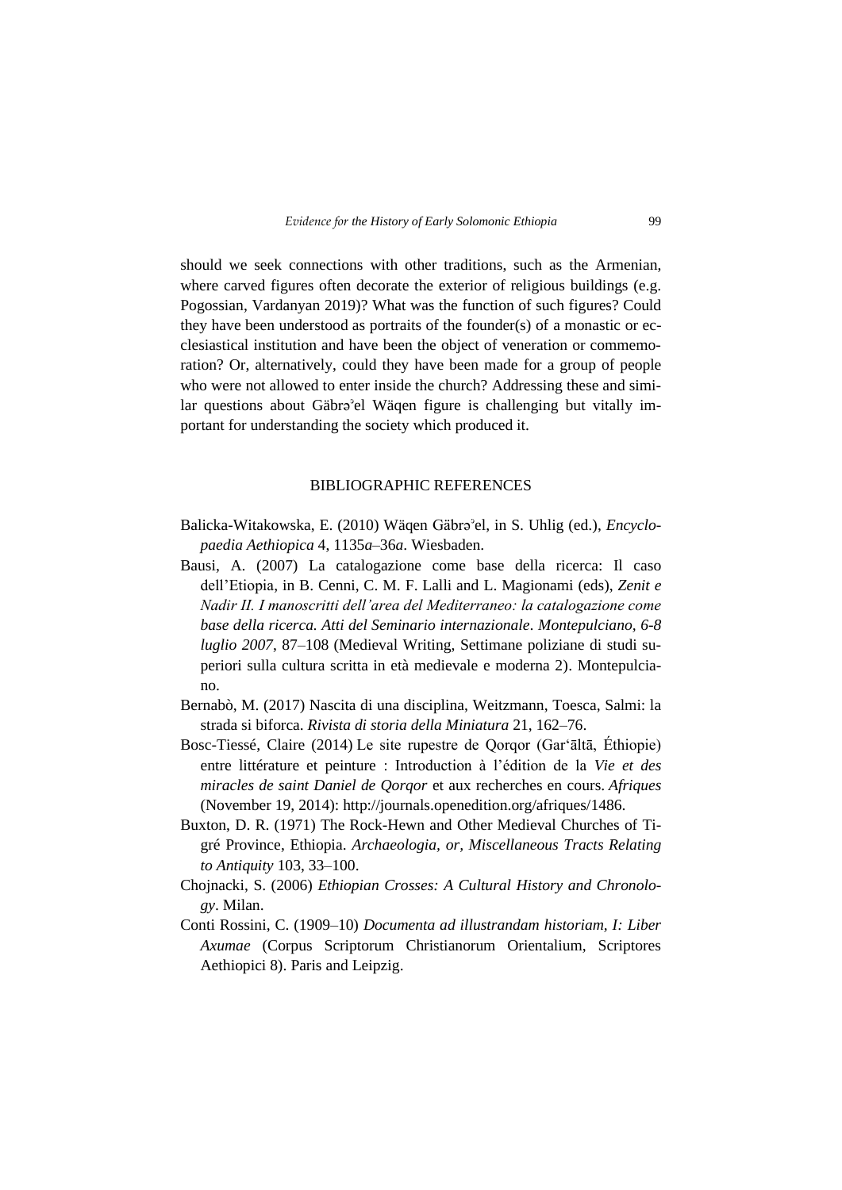should we seek connections with other traditions, such as the Armenian, where carved figures often decorate the exterior of religious buildings (e.g. Pogossian, Vardanyan 2019)? What was the function of such figures? Could they have been understood as portraits of the founder(s) of a monastic or ecclesiastical institution and have been the object of veneration or commemoration? Or, alternatively, could they have been made for a group of people who were not allowed to enter inside the church? Addressing these and similar questions about Gäbrəʾel Wäqen figure is challenging but vitally important for understanding the society which produced it.

## BIBLIOGRAPHIC REFERENCES

Balicka-Witakowska, E. (2010) Wäqen Gäbrəʾel, in S. Uhlig (ed.), *Encyclopaedia Aethiopica* 4, 1135*a*–36*a*. Wiesbaden.

Bausi, A. (2007) La catalogazione come base della ricerca: Il caso dell'Etiopia, in B. Cenni, C. M. F. Lalli and L. Magionami (eds), *Zenit e Nadir II. I manoscritti dell'area del Mediterraneo: la catalogazione come base della ricerca. Atti del Seminario internazionale*. *Montepulciano, 6-8 luglio 2007*, 87–108 (Medieval Writing, Settimane poliziane di studi superiori sulla cultura scritta in età medievale e moderna 2). Montepulciano.

Bernabò, M. (2017) Nascita di una disciplina, Weitzmann, Toesca, Salmi: la strada si biforca. *Rivista di storia della Miniatura* 21, 162–76.

Bosc-Tiessé, Claire (2014) Le site rupestre de Qorqor (Garʿāltā, Éthiopie) entre littérature et peinture : Introduction à l'édition de la *Vie et des miracles de saint Daniel de Qorqor* et aux recherches en cours. *Afriques* (November 19, 2014): http://journals.openedition.org/afriques/1486.

Buxton, D. R. (1971) The Rock-Hewn and Other Medieval Churches of Tigré Province, Ethiopia. *Archaeologia, or, Miscellaneous Tracts Relating to Antiquity* 103, 33–100.

Chojnacki, S. (2006) *Ethiopian Crosses: A Cultural History and Chronology*. Milan.

Conti Rossini, C. (1909–10) *Documenta ad illustrandam historiam, I: Liber Axumae* (Corpus Scriptorum Christianorum Orientalium, Scriptores Aethiopici 8). Paris and Leipzig.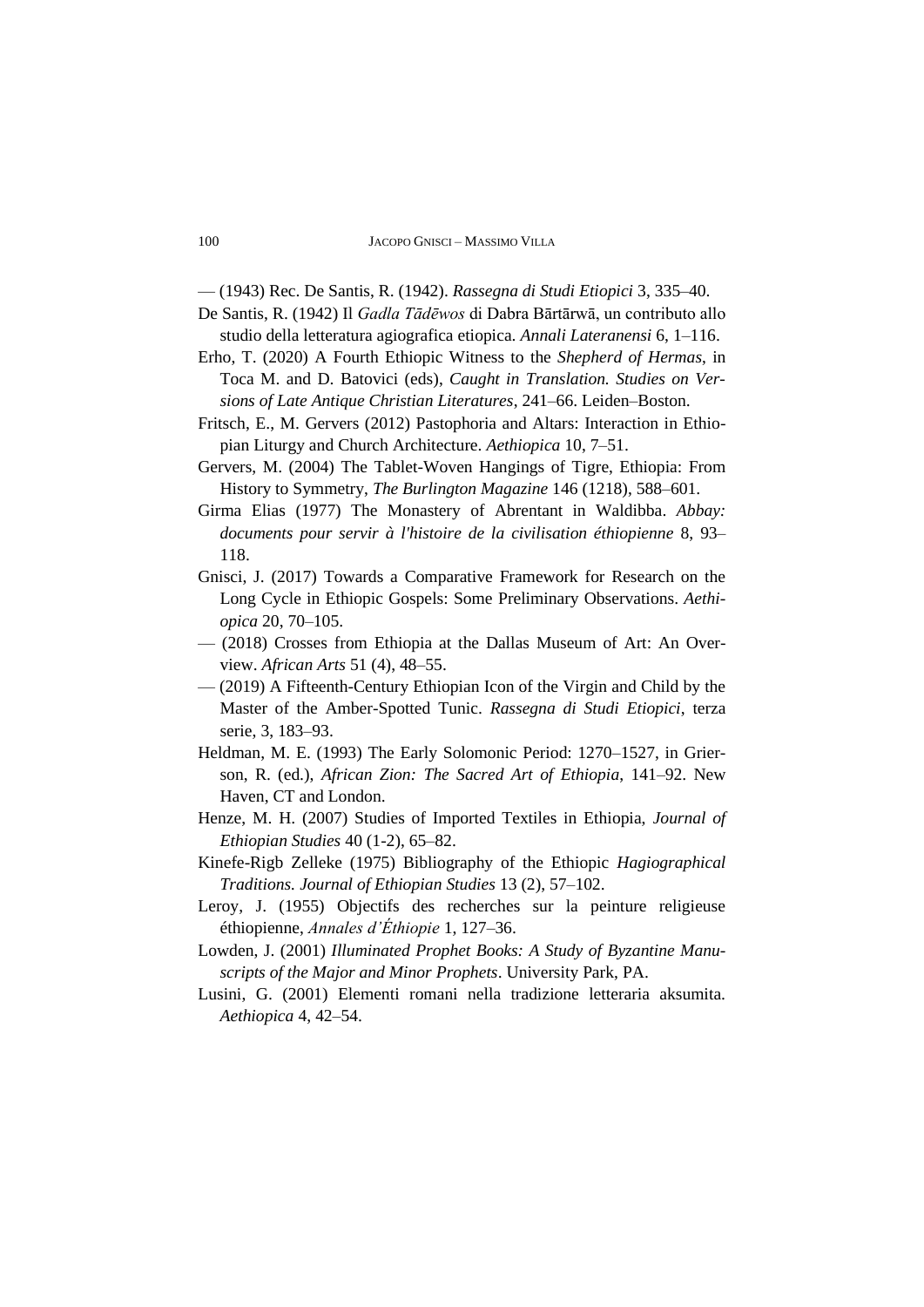— (1943) Rec. De Santis, R. (1942). *Rassegna di Studi Etiopici* 3, 335–40.

De Santis, R. (1942) Il *Gadla Tādēwos* di Dabra Bārtārwā, un contributo allo studio della letteratura agiografica etiopica. *Annali Lateranensi* 6, 1–116.

Erho, T. (2020) A Fourth Ethiopic Witness to the *Shepherd of Hermas*, in Toca M. and D. Batovici (eds), *Caught in Translation. Studies on Versions of Late Antique Christian Literatures*, 241–66. Leiden–Boston.

Fritsch, E., M. Gervers (2012) Pastophoria and Altars: Interaction in Ethiopian Liturgy and Church Architecture. *Aethiopica* 10, 7–51.

Gervers, M. (2004) The Tablet-Woven Hangings of Tigre, Ethiopia: From History to Symmetry, *The Burlington Magazine* 146 (1218), 588–601.

Girma Elias (1977) The Monastery of Abrentant in Waldibba. *Abbay: documents pour servir à l'histoire de la civilisation éthiopienne* 8, 93–118.

Gnisci, J. (2017) Towards a Comparative Framework for Research on the Long Cycle in Ethiopic Gospels: Some Preliminary Observations. *Aethiopica* 20, 70–105.

— (2018) Crosses from Ethiopia at the Dallas Museum of Art: An Overview. *African Arts* 51 (4), 48–55.

— (2019) A Fifteenth-Century Ethiopian Icon of the Virgin and Child by the Master of the Amber-Spotted Tunic. *Rassegna di Studi Etiopici*, terza serie, 3, 183–93.

Heldman, M. E. (1993) The Early Solomonic Period: 1270–1527, in Grierson, R. (ed.), *African Zion: The Sacred Art of Ethiopia*, 141–92. New Haven, CT and London.

Henze, M. H. (2007) Studies of Imported Textiles in Ethiopia, *Journal of Ethiopian Studies* 40 (1-2), 65–82.

Kinefe-Rigb Zelleke (1975) Bibliography of the Ethiopic *Hagiographical Traditions. Journal of Ethiopian Studies* 13 (2), 57–102.

Leroy, J. (1955) Objectifs des recherches sur la peinture religieuse éthiopienne, *Annales d'Éthiopie* 1, 127–36.

Lowden, J. (2001) *Illuminated Prophet Books: A Study of Byzantine Manuscripts of the Major and Minor Prophets*. University Park, PA.

Lusini, G. (2001) Elementi romani nella tradizione letteraria aksumita. *Aethiopica* 4, 42–54.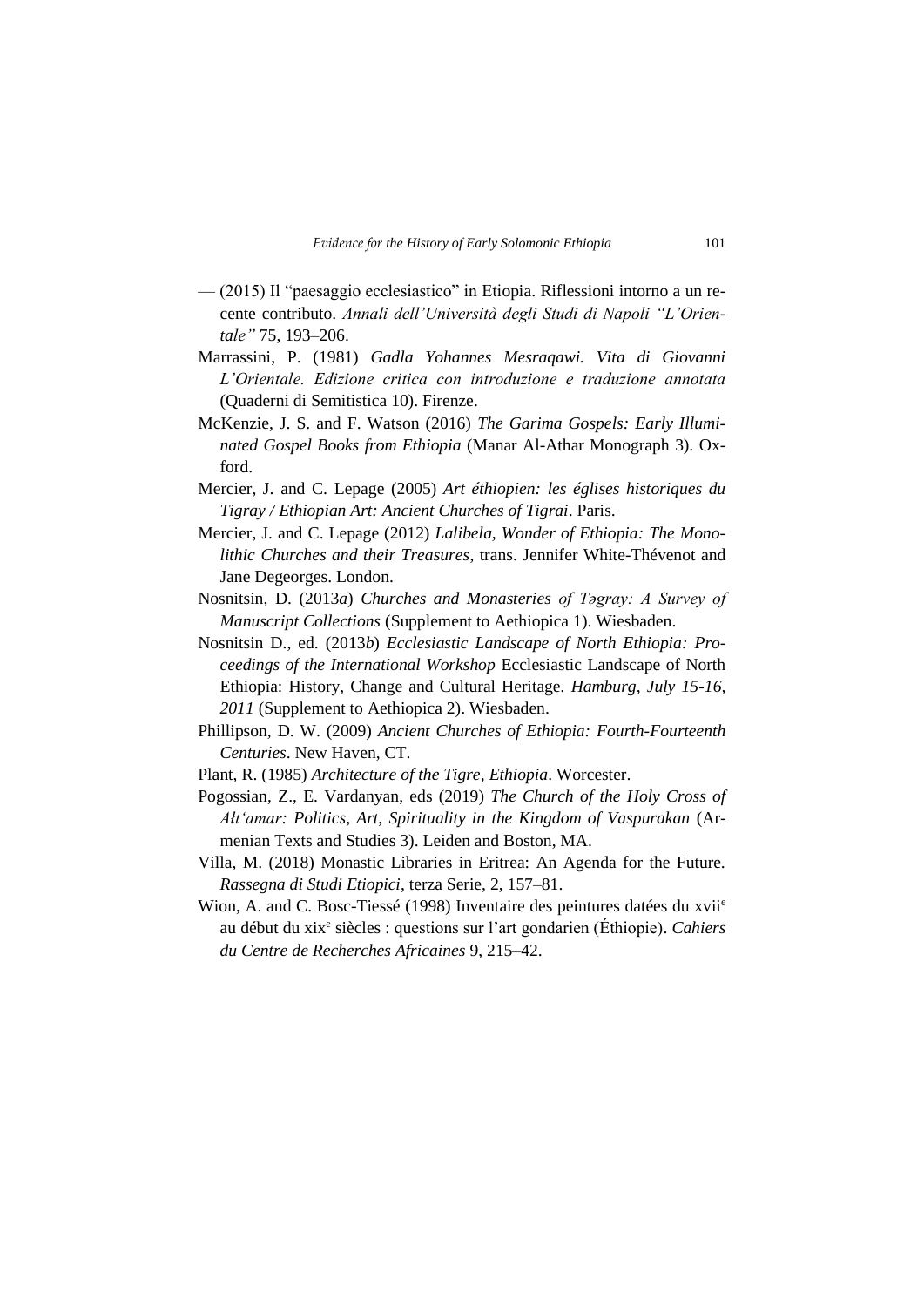— (2015) Il "paesaggio ecclesiastico" in Etiopia. Riflessioni intorno a un recente contributo. *Annali dell'Università degli Studi di Napoli "L'Orientale"* 75, 193–206.

Marrassini, P. (1981) *Gadla Yohannes Mesraqawi. Vita di Giovanni L'Orientale. Edizione critica con introduzione e traduzione annotata* (Quaderni di Semitistica 10). Firenze.

McKenzie, J. S. and F. Watson (2016) *The Garima Gospels: Early Illuminated Gospel Books from Ethiopia* (Manar Al-Athar Monograph 3). Oxford.

Mercier, J. and C. Lepage (2005) *Art éthiopien: les églises historiques du Tigray / Ethiopian Art: Ancient Churches of Tigrai*. Paris.

Mercier, J. and C. Lepage (2012) *Lalibela, Wonder of Ethiopia: The Monolithic Churches and their Treasures*, trans. Jennifer White-Thévenot and Jane Degeorges. London.

Nosnitsin, D. (2013*a*) *Churches and Monasteries of Təgray: A Survey of Manuscript Collections* (Supplement to Aethiopica 1). Wiesbaden.

Nosnitsin D., ed. (2013*b*) *Ecclesiastic Landscape of North Ethiopia: Proceedings of the International Workshop* Ecclesiastic Landscape of North Ethiopia: History, Change and Cultural Heritage. *Hamburg, July 15-16, 2011* (Supplement to Aethiopica 2). Wiesbaden.

Phillipson, D. W. (2009) *Ancient Churches of Ethiopia: Fourth-Fourteenth Centuries*. New Haven, CT.

Plant, R. (1985) *Architecture of the Tigre, Ethiopia*. Worcester.

Pogossian, Z., E. Vardanyan, eds (2019) *The Church of the Holy Cross of Ałt'amar: Politics, Art, Spirituality in the Kingdom of Vaspurakan* (Armenian Texts and Studies 3). Leiden and Boston, MA.

Villa, M. (2018) Monastic Libraries in Eritrea: An Agenda for the Future. *Rassegna di Studi Etiopici*, terza Serie, 2, 157–81.

Wion, A. and C. Bosc-Tiessé (1998) Inventaire des peintures datées du xvii[e] au début du xix[e] siècles : questions sur l'art gondarien (Éthiopie). *Cahiers du Centre de Recherches Africaines* 9, 215–42.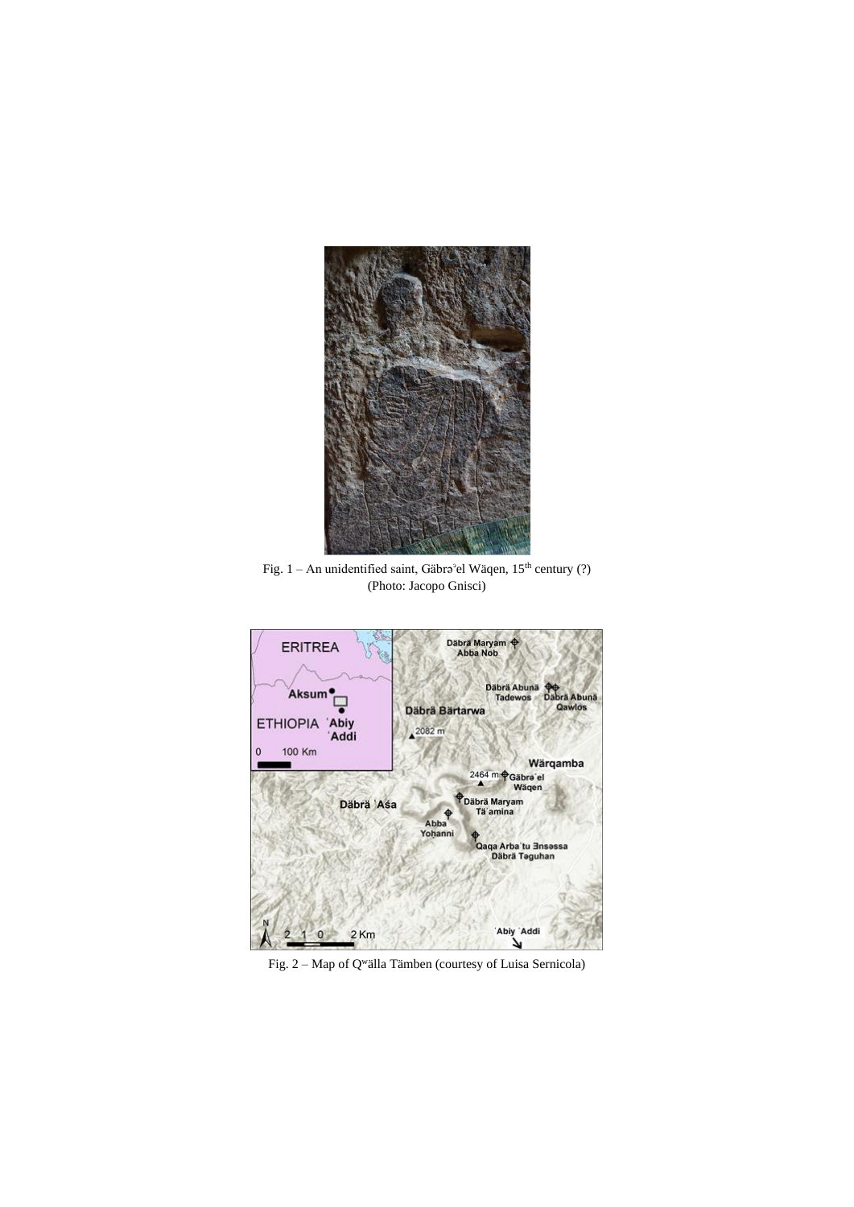Fig. 1 – An unidentified saint, Gäbrəʾel Wäqen, 15th century (?) (Photo: Jacopo Gnisci)

Fig. 2 – Map of Qʷälla Tämben (courtesy of Luisa Sernicola)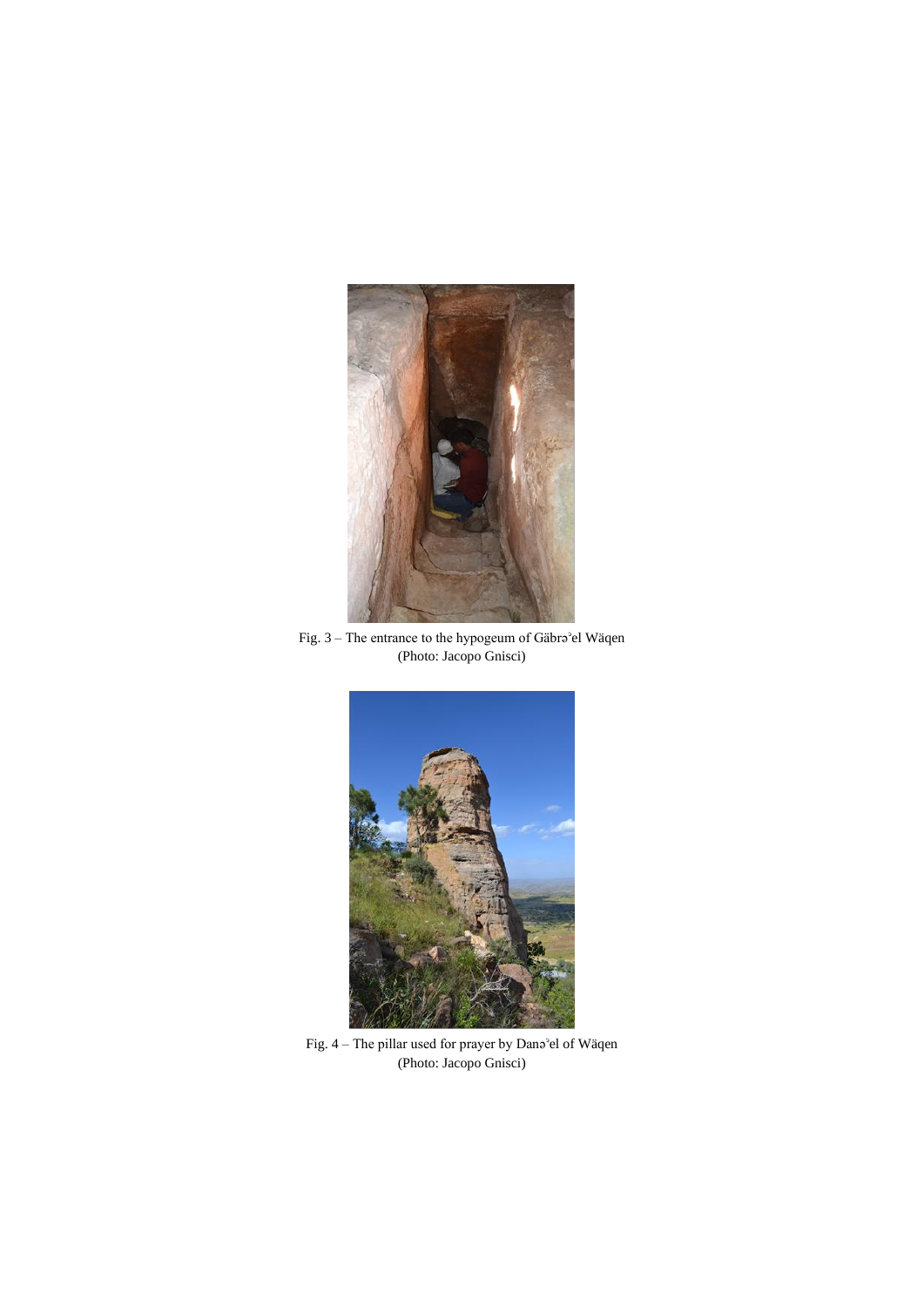Fig. 3 – The entrance to the hypogeum of Gäbrəʾel Wäqen
(Photo: Jacopo Gnisci)

Fig. 4 – The pillar used for prayer by Danəʾel of Wäqen
(Photo: Jacopo Gnisci)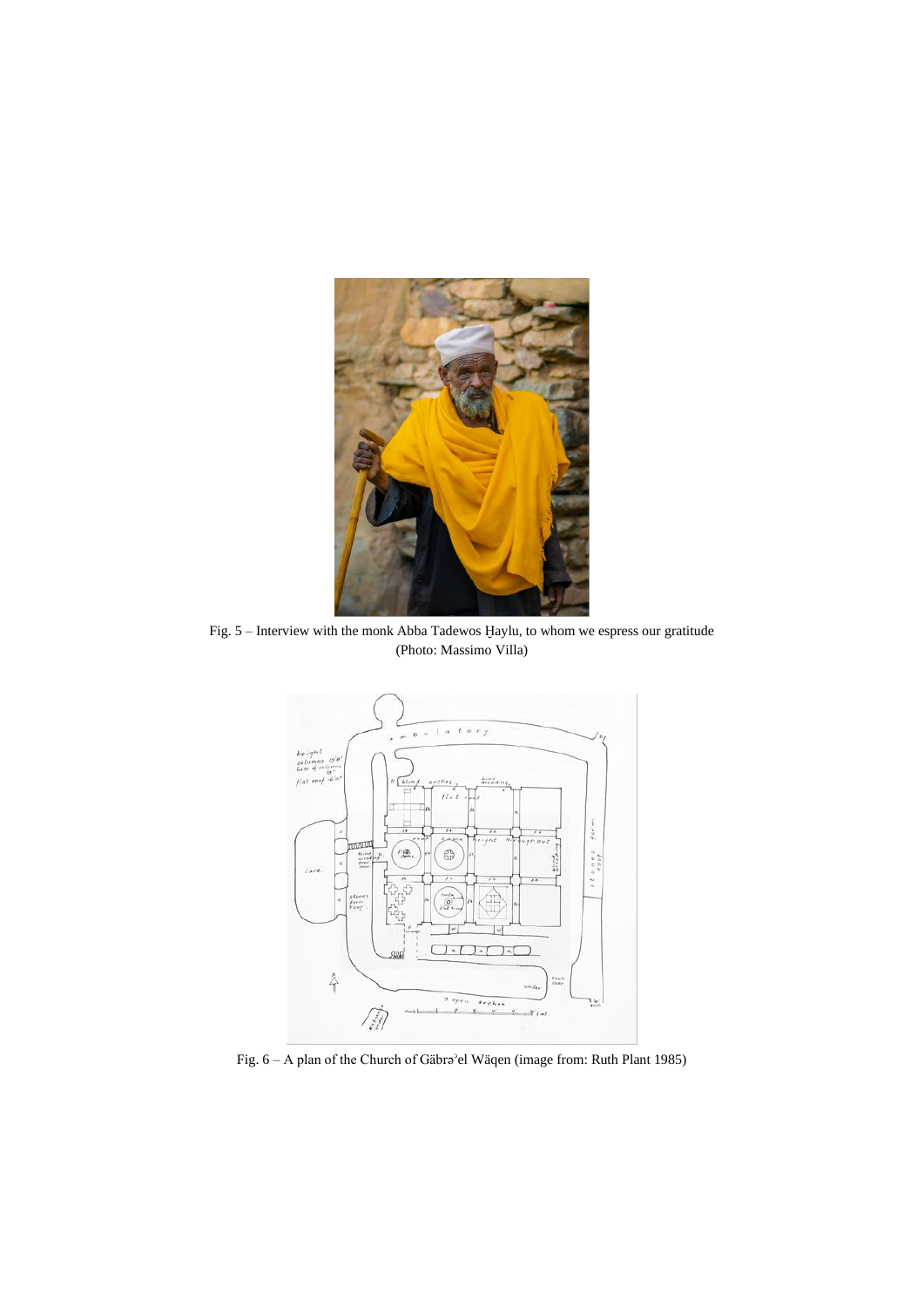Fig. 5 – Interview with the monk Abba Tadewos Ḥaylu, to whom we espress our gratitude (Photo: Massimo Villa)

Fig. 6 – A plan of the Church of Gäbrəʾel Wäqen (image from: Ruth Plant 1985)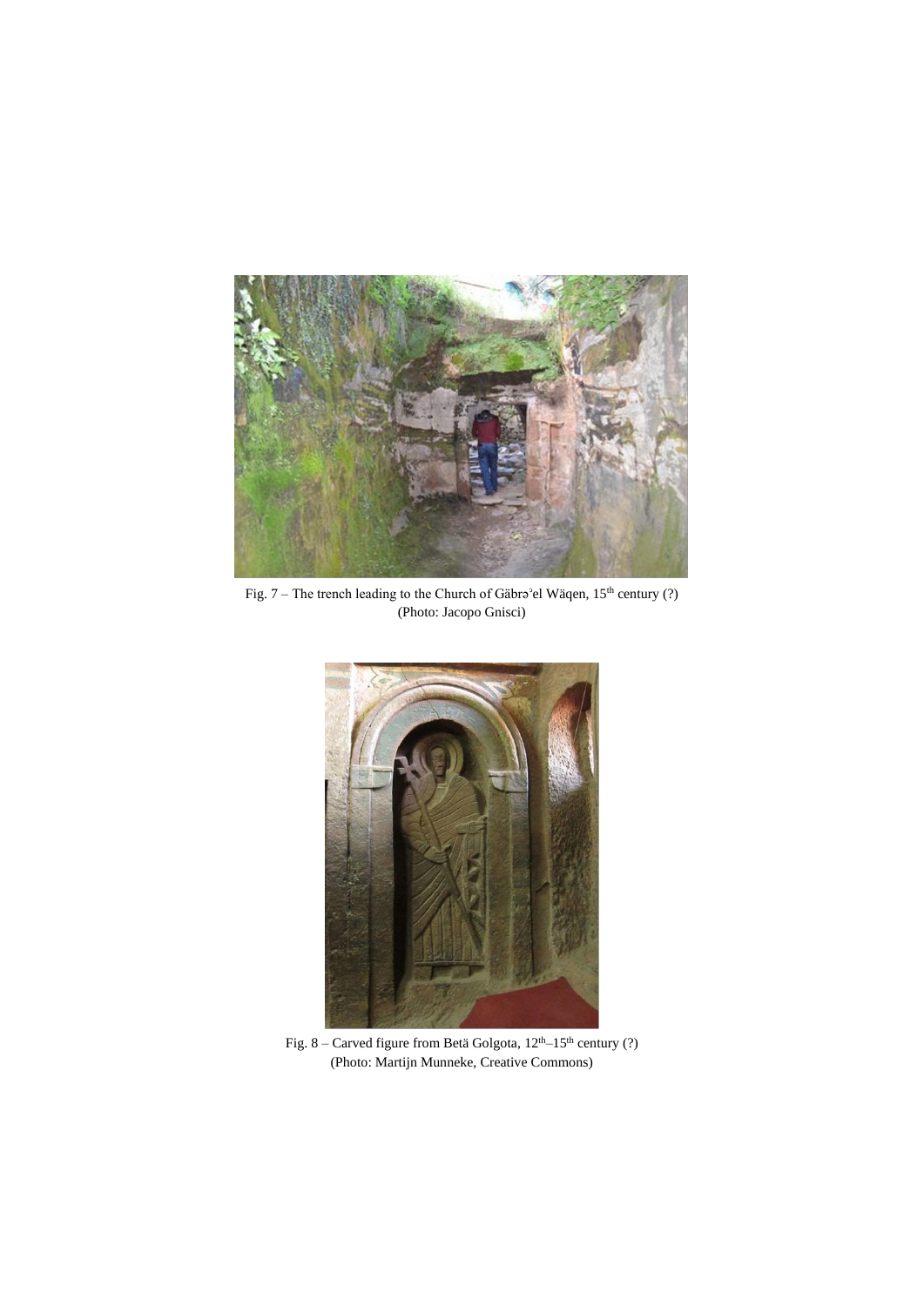Fig. 7 – The trench leading to the Church of Gäbrəʾel Wäqen, 15th century (?)
(Photo: Jacopo Gnisci)

Fig. 8 – Carved figure from Betä Golgota, 12th–15th century (?)
(Photo: Martijn Munneke, Creative Commons)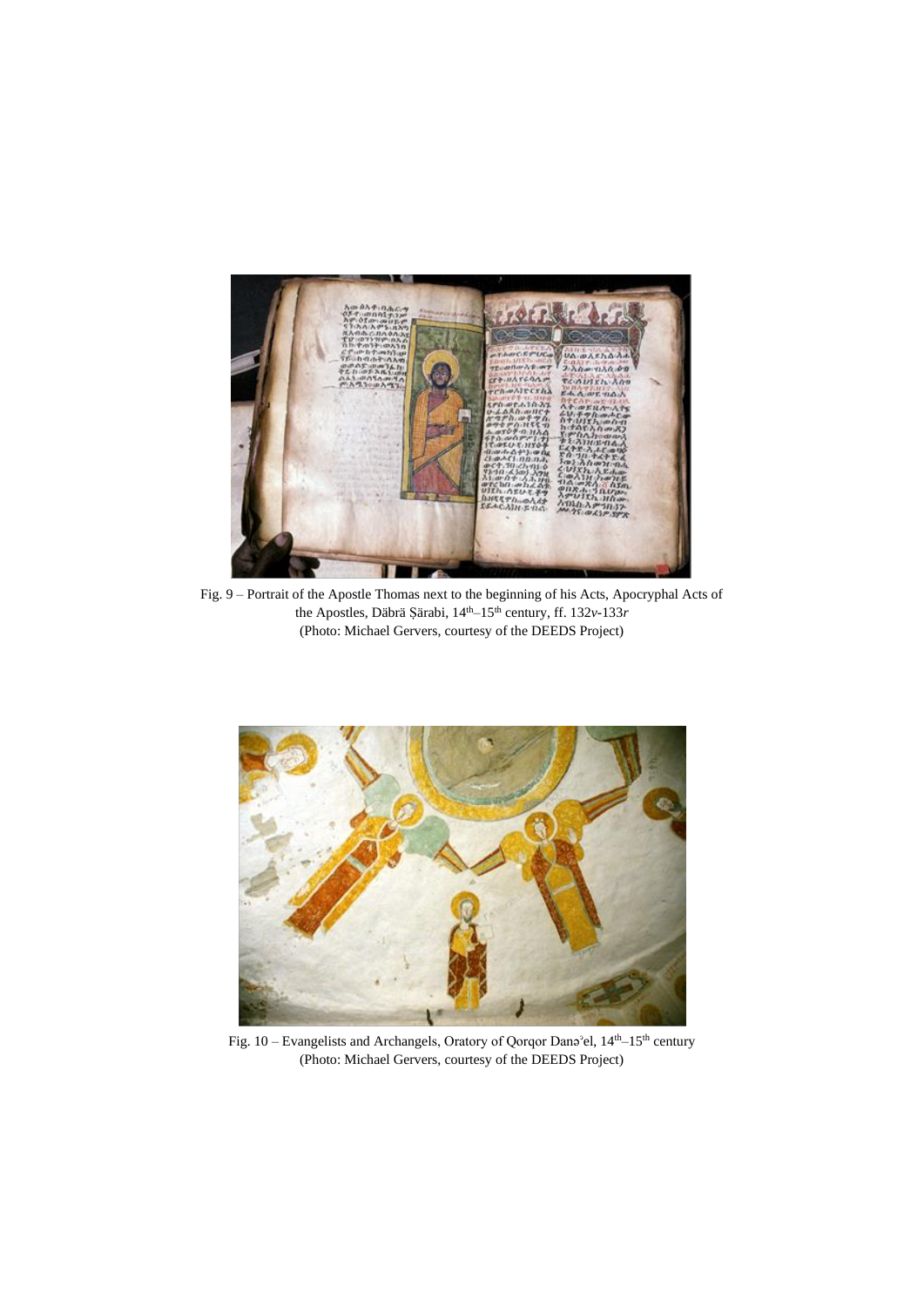Fig. 9 – Portrait of the Apostle Thomas next to the beginning of his Acts, Apocryphal Acts of the Apostles, Däbrä Ṣärabi, 14th–15th century, ff. 132*v*-133*r*
(Photo: Michael Gervers, courtesy of the DEEDS Project)

Fig. 10 – Evangelists and Archangels, Oratory of Qorqor Danəʾel, 14th–15th century
(Photo: Michael Gervers, courtesy of the DEEDS Project)